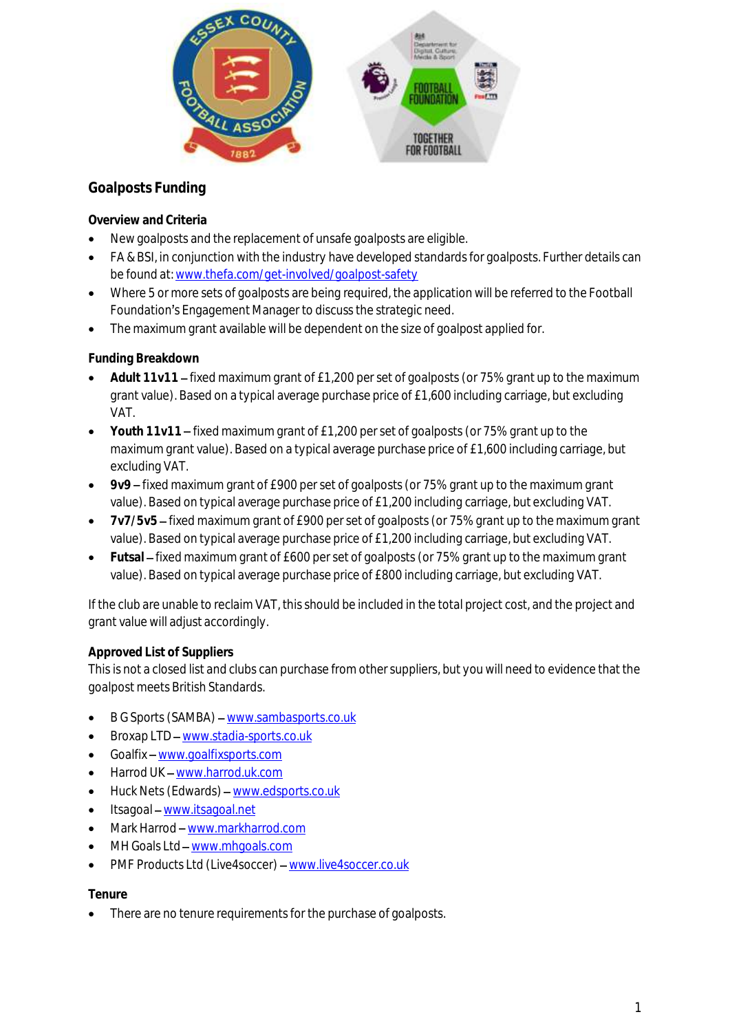## Goalposts Funding

### Overview and Criteria

- New goalposts and the replacement of unsafe goalposts are eligible.
- FA & BSI, in conjunction with the industry have developed standards for goalposts. Further details can be found at: www.thefa.com/get-involved/goalpost-safety
- Where 5 or more sets of goalposts are being required, the application will be referred to the Football Foundation's Engagement Manager to discuss the strategic need.
- The maximum grant available will be dependent on the size of goalpost applied for.

### Funding Breakdown

- **Adult 11v11** – fixed maximum grant of £1,200 per set of goalposts (or 75% grant up to the maximum grant value). Based on a typical average purchase price of £1,600 including carriage, but excluding VAT.
- **Youth 11v11** – fixed maximum grant of £1,200 per set of goalposts (or 75% grant up to the maximum grant value). Based on a typical average purchase price of £1,600 including carriage, but excluding VAT.
- **9v9** – fixed maximum grant of £900 per set of goalposts (or 75% grant up to the maximum grant value). Based on typical average purchase price of £1,200 including carriage, but excluding VAT.
- **7v7/5v5** – fixed maximum grant of £900 per set of goalposts (or 75% grant up to the maximum grant value). Based on typical average purchase price of £1,200 including carriage, but excluding VAT.
- **Futsal** – fixed maximum grant of £600 per set of goalposts (or 75% grant up to the maximum grant value). Based on typical average purchase price of £800 including carriage, but excluding VAT.

If the club are unable to reclaim VAT, this should be included in the total project cost, and the project and grant value will adjust accordingly.

### Approved List of Suppliers

This is not a closed list and clubs can purchase from other suppliers, but you will need to evidence that the goalpost meets British Standards.

- B G Sports (SAMBA) – www.sambasports.co.uk
- Broxap LTD – www.stadia-sports.co.uk
- Goalfix – www.goalfixsports.com
- Harrod UK – www.harrod.uk.com
- Huck Nets (Edwards) – www.edsports.co.uk
- Itsagoal – www.itsagoal.net
- Mark Harrod – www.markharrod.com
- MH Goals Ltd – www.mhgoals.com
- PMF Products Ltd (Live4soccer) – www.live4soccer.co.uk

### Tenure

- There are no tenure requirements for the purchase of goalposts.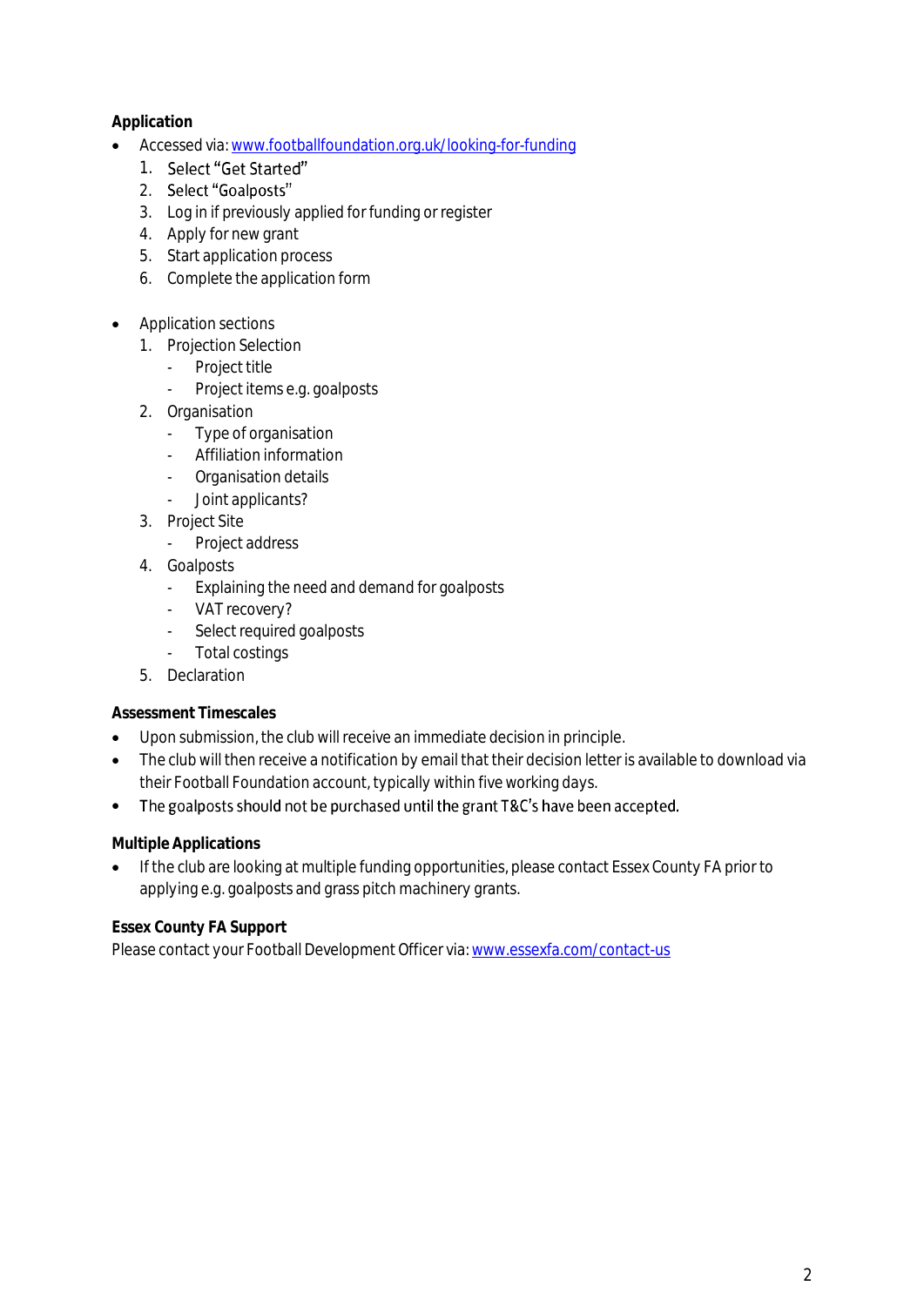**Application**

- Accessed via: www.footballfoundation.org.uk/looking-for-funding
  1. Select "Get Started"
  2. Select "Goalposts"
  3. Log in if previously applied for funding or register
  4. Apply for new grant
  5. Start application process
  6. Complete the application form

- Application sections
  1. Projection Selection
     - Project title
     - Project items e.g. goalposts
  2. Organisation
     - Type of organisation
     - Affiliation information
     - Organisation details
     - Joint applicants?
  3. Project Site
     - Project address
  4. Goalposts
     - Explaining the need and demand for goalposts
     - VAT recovery?
     - Select required goalposts
     - Total costings
  5. Declaration

**Assessment Timescales**

- Upon submission, the club will receive an immediate decision in principle.
- The club will then receive a notification by email that their decision letter is available to download via their Football Foundation account, typically within five working days.
- The goalposts should not be purchased until the grant T&C's have been accepted.

**Multiple Applications**

- If the club are looking at multiple funding opportunities, please contact Essex County FA prior to applying e.g. goalposts and grass pitch machinery grants.

**Essex County FA Support**

Please contact your Football Development Officer via: www.essexfa.com/contact-us